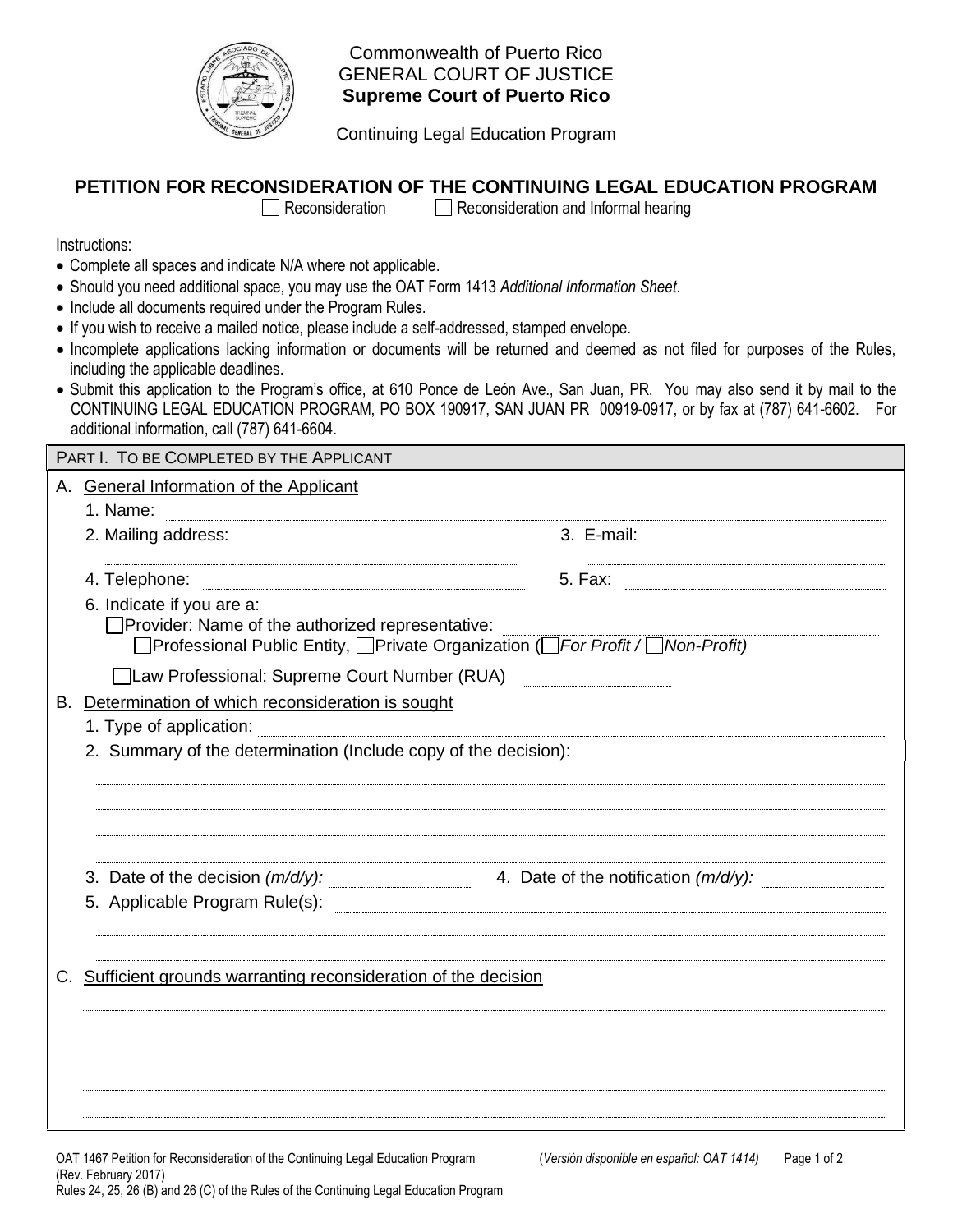Commonwealth of Puerto Rico
GENERAL COURT OF JUSTICE
**Supreme Court of Puerto Rico**

Continuing Legal Education Program

# PETITION FOR RECONSIDERATION OF THE CONTINUING LEGAL EDUCATION PROGRAM

☐ Reconsideration ☐ Reconsideration and Informal hearing

Instructions:

- Complete all spaces and indicate N/A where not applicable.
- Should you need additional space, you may use the OAT Form 1413 *Additional Information Sheet*.
- Include all documents required under the Program Rules.
- If you wish to receive a mailed notice, please include a self-addressed, stamped envelope.
- Incomplete applications lacking information or documents will be returned and deemed as not filed for purposes of the Rules, including the applicable deadlines.
- Submit this application to the Program's office, at 610 Ponce de León Ave., San Juan, PR. You may also send it by mail to the CONTINUING LEGAL EDUCATION PROGRAM, PO BOX 190917, SAN JUAN PR 00919-0917, or by fax at (787) 641-6602. For additional information, call (787) 641-6604.

## PART I. TO BE COMPLETED BY THE APPLICANT

A. General Information of the Applicant

1. Name: ____________________
2. Mailing address: ____________________ 3. E-mail: ____________________
4. Telephone: ____________________ 5. Fax: ____________________
6. Indicate if you are a:
   - ☐ Provider: Name of the authorized representative: ____________________
     - ☐ Professional Public Entity, ☐ Private Organization (☐ *For Profit* / ☐ *Non-Profit)*
   - ☐ Law Professional: Supreme Court Number (RUA) ____________________

B. Determination of which reconsideration is sought

1. Type of application: ____________________
2. Summary of the determination (Include copy of the decision): ____________________
3. Date of the decision *(m/d/y):* ____________________ 4. Date of the notification *(m/d/y):* ____________________
5. Applicable Program Rule(s): ____________________

C. Sufficient grounds warranting reconsideration of the decision

____________________

OAT 1467 Petition for Reconsideration of the Continuing Legal Education Program (*Versión disponible en español: OAT 1414)*
(Rev. February 2017)
Rules 24, 25, 26 (B) and 26 (C) of the Rules of the Continuing Legal Education Program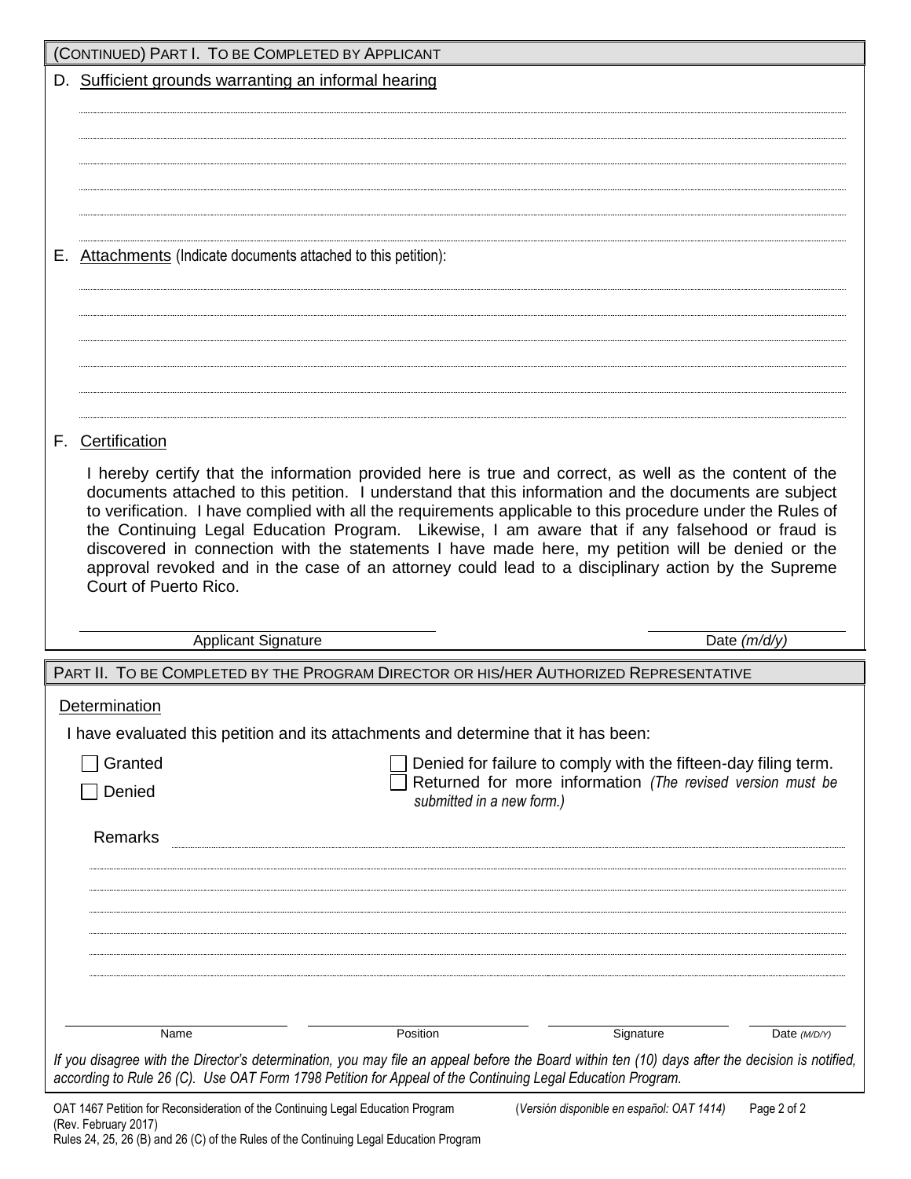## (Continued) Part I. To be Completed by Applicant

D. Sufficient grounds warranting an informal hearing

E. Attachments (Indicate documents attached to this petition):

F. Certification

I hereby certify that the information provided here is true and correct, as well as the content of the documents attached to this petition. I understand that this information and the documents are subject to verification. I have complied with all the requirements applicable to this procedure under the Rules of the Continuing Legal Education Program. Likewise, I am aware that if any falsehood or fraud is discovered in connection with the statements I have made here, my petition will be denied or the approval revoked and in the case of an attorney could lead to a disciplinary action by the Supreme Court of Puerto Rico.

Applicant Signature

Date *(m/d/y)*

## Part II. To be Completed by the Program Director or his/her Authorized Representative

Determination

I have evaluated this petition and its attachments and determine that it has been:

- ☐ Granted
- ☐ Denied
- ☐ Denied for failure to comply with the fifteen-day filing term.
- ☐ Returned for more information *(The revised version must be submitted in a new form.)*

Remarks

| Name | Position | Signature | Date *(M/D/Y)* |
|---|---|---|---|
| | | | |

*If you disagree with the Director's determination, you may file an appeal before the Board within ten (10) days after the decision is notified, according to Rule 26 (C). Use OAT Form 1798 Petition for Appeal of the Continuing Legal Education Program.*

OAT 1467 Petition for Reconsideration of the Continuing Legal Education Program (*Versión disponible en español: OAT 1414*)
(Rev. February 2017)
Rules 24, 25, 26 (B) and 26 (C) of the Rules of the Continuing Legal Education Program